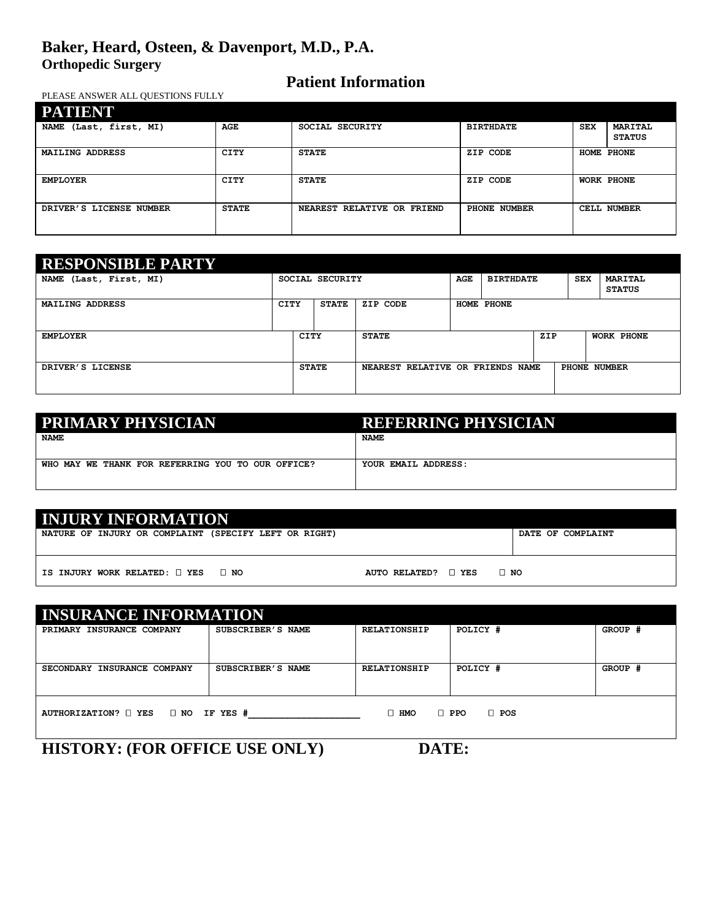# Baker, Heard, Osteen, & Davenport, M.D., P.A.

**Orthopedic Surgery**

## Patient Information

PLEASE ANSWER ALL QUESTIONS FULLY

## PATIENT

| NAME (Last, first, MI) | AGE | SOCIAL SECURITY | BIRTHDATE | SEX | MARITAL STATUS |
|---|---|---|---|---|---|
| MAILING ADDRESS | CITY | STATE | ZIP CODE | HOME PHONE | |
| EMPLOYER | CITY | STATE | ZIP CODE | WORK PHONE | |
| DRIVER'S LICENSE NUMBER | STATE | NEAREST RELATIVE OR FRIEND | PHONE NUMBER | CELL NUMBER | |

## RESPONSIBLE PARTY

| NAME (Last, First, MI) | SOCIAL SECURITY | | AGE | BIRTHDATE | SEX | MARITAL STATUS |
|---|---|---|---|---|---|---|
| MAILING ADDRESS | CITY | STATE | ZIP CODE | HOME PHONE | | |
| EMPLOYER | CITY | STATE | | ZIP | WORK PHONE | |
| DRIVER'S LICENSE | STATE | NEAREST RELATIVE OR FRIENDS NAME | | PHONE NUMBER | | |

## PRIMARY PHYSICIAN / REFERRING PHYSICIAN

| PRIMARY PHYSICIAN | REFERRING PHYSICIAN |
|---|---|
| NAME | NAME |
| WHO MAY WE THANK FOR REFERRING YOU TO OUR OFFICE? | YOUR EMAIL ADDRESS: |

## INJURY INFORMATION

| NATURE OF INJURY OR COMPLAINT (SPECIFY LEFT OR RIGHT) | DATE OF COMPLAINT |
|---|---|
| IS INJURY WORK RELATED: ☐ YES ☐ NO | AUTO RELATED? ☐ YES ☐ NO |

## INSURANCE INFORMATION

| PRIMARY INSURANCE COMPANY | SUBSCRIBER'S NAME | RELATIONSHIP | POLICY # | GROUP # |
|---|---|---|---|---|
| SECONDARY INSURANCE COMPANY | SUBSCRIBER'S NAME | RELATIONSHIP | POLICY # | GROUP # |

AUTHORIZATION? ☐ YES ☐ NO IF YES #____________________ ☐ HMO ☐ PPO ☐ POS

## HISTORY: (FOR OFFICE USE ONLY) DATE: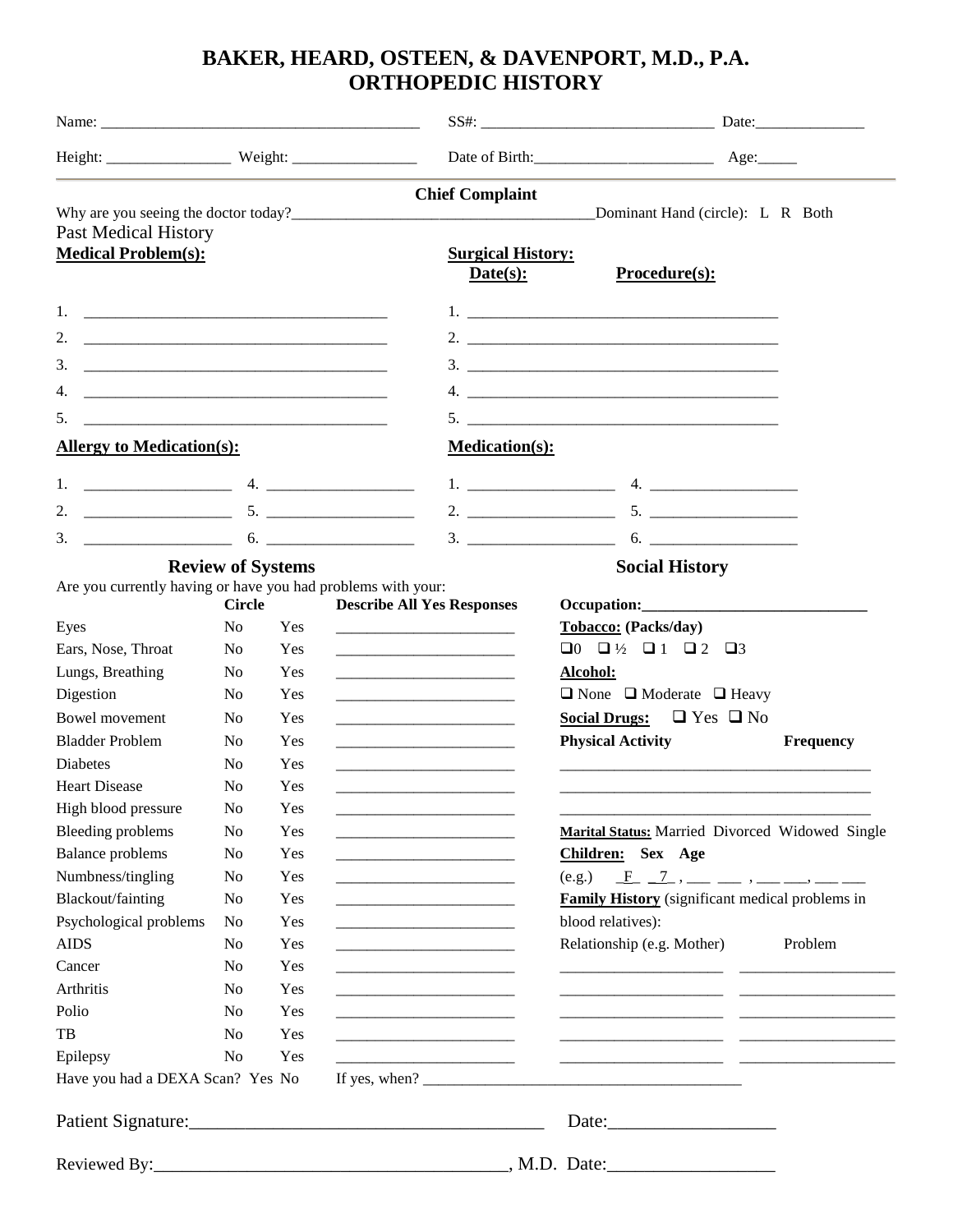# BAKER, HEARD, OSTEEN, & DAVENPORT, M.D., P.A.
# ORTHOPEDIC HISTORY

Name: ________________________________________ SS#: ______________________________ Date:______________

Height: ________________ Weight: ________________ Date of Birth:_______________________ Age:_____

---

## Chief Complaint

Why are you seeing the doctor today?_______________________________________Dominant Hand (circle): L R Both

Past Medical History

**Medical Problem(s):**

1. ________________________________________
2. ________________________________________
3. ________________________________________
4. ________________________________________
5. ________________________________________

**Surgical History:**

**Date(s):** **Procedure(s):**

1. ________________________________________
2. ________________________________________
3. ________________________________________
4. ________________________________________
5. ________________________________________

**Allergy to Medication(s):**

1. ___________________ 4. ___________________
2. ___________________ 5. ___________________
3. ___________________ 6. ___________________

**Medication(s):**

1. ___________________ 4. ___________________
2. ___________________ 5. ___________________
3. ___________________ 6. ___________________

## Review of Systems

Are you currently having or have you had problems with your:

| | Circle | | Describe All Yes Responses |
|---|---|---|---|
| Eyes | No | Yes | _______________________ |
| Ears, Nose, Throat | No | Yes | _______________________ |
| Lungs, Breathing | No | Yes | _______________________ |
| Digestion | No | Yes | _______________________ |
| Bowel movement | No | Yes | _______________________ |
| Bladder Problem | No | Yes | _______________________ |
| Diabetes | No | Yes | _______________________ |
| Heart Disease | No | Yes | _______________________ |
| High blood pressure | No | Yes | _______________________ |
| Bleeding problems | No | Yes | _______________________ |
| Balance problems | No | Yes | _______________________ |
| Numbness/tingling | No | Yes | _______________________ |
| Blackout/fainting | No | Yes | _______________________ |
| Psychological problems | No | Yes | _______________________ |
| AIDS | No | Yes | _______________________ |
| Cancer | No | Yes | _______________________ |
| Arthritis | No | Yes | _______________________ |
| Polio | No | Yes | _______________________ |
| TB | No | Yes | _______________________ |
| Epilepsy | No | Yes | _______________________ |

Have you had a DEXA Scan? Yes No If yes, when? ________________________________________

## Social History

**Occupation:**____________________________

**Tobacco:** **(Packs/day)**

❑0 ❑½ ❑1 ❑2 ❑3

**Alcohol:**

❑ None ❑ Moderate ❑ Heavy

**Social Drugs:** ❑ Yes ❑ No

**Physical Activity** **Frequency**

________________________________________

________________________________________

________________________________________

**Marital Status:** Married Divorced Widowed Single

**Children:** **Sex** **Age**

(e.g.) _F_ _7_ , ___ ___ , ___ ___, ___ ___

**Family History** (significant medical problems in blood relatives):

| Relationship (e.g. Mother) | Problem |
|---|---|
| ____________________ | ____________________ |
| ____________________ | ____________________ |
| ____________________ | ____________________ |
| ____________________ | ____________________ |
| ____________________ | ____________________ |

Patient Signature:______________________________________ Date:__________________

Reviewed By:_______________________________________, M.D. Date:__________________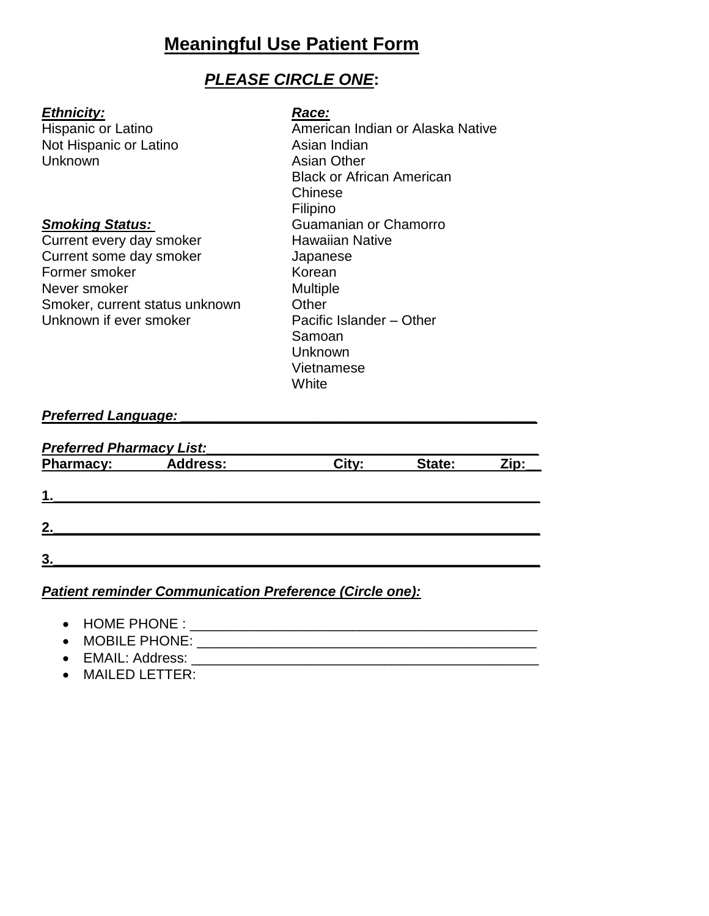# Meaningful Use Patient Form

## ***PLEASE CIRCLE ONE*:**

***Ethnicity:***
Hispanic or Latino
Not Hispanic or Latino
Unknown

***Smoking Status:***
Current every day smoker
Current some day smoker
Former smoker
Never smoker
Smoker, current status unknown
Unknown if ever smoker

***Race:***
American Indian or Alaska Native
Asian Indian
Asian Other
Black or African American
Chinese
Filipino
Guamanian or Chamorro
Hawaiian Native
Japanese
Korean
Multiple
Other
Pacific Islander – Other
Samoan
Unknown
Vietnamese
White

***Preferred Language:*** _______________________________________________

***Preferred Pharmacy List:***____________________________________________

**Pharmacy:  Address:  City:  State:  Zip:**

**1.**________________________________________________________________

**2.**________________________________________________________________

**3.**________________________________________________________________

***Patient reminder Communication Preference (Circle one):***

- HOME PHONE : ______________________________________________
- MOBILE PHONE: _____________________________________________
- EMAIL: Address: _____________________________________________
- MAILED LETTER: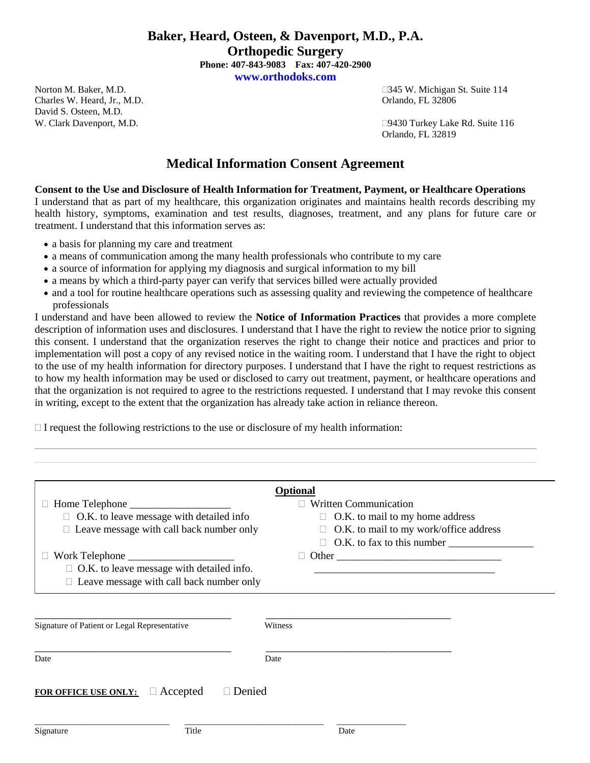# Baker, Heard, Osteen, & Davenport, M.D., P.A.

## Orthopedic Surgery

**Phone: 407-843-9083 Fax: 407-420-2900**

**www.orthodoks.com**

Norton M. Baker, M.D.
Charles W. Heard, Jr., M.D.
David S. Osteen, M.D.
W. Clark Davenport, M.D.

☐345 W. Michigan St. Suite 114
Orlando, FL 32806

☐9430 Turkey Lake Rd. Suite 116
Orlando, FL 32819

## Medical Information Consent Agreement

**Consent to the Use and Disclosure of Health Information for Treatment, Payment, or Healthcare Operations**

I understand that as part of my healthcare, this organization originates and maintains health records describing my health history, symptoms, examination and test results, diagnoses, treatment, and any plans for future care or treatment. I understand that this information serves as:

- a basis for planning my care and treatment
- a means of communication among the many health professionals who contribute to my care
- a source of information for applying my diagnosis and surgical information to my bill
- a means by which a third-party payer can verify that services billed were actually provided
- and a tool for routine healthcare operations such as assessing quality and reviewing the competence of healthcare professionals

I understand and have been allowed to review the **Notice of Information Practices** that provides a more complete description of information uses and disclosures. I understand that I have the right to review the notice prior to signing this consent. I understand that the organization reserves the right to change their notice and practices and prior to implementation will post a copy of any revised notice in the waiting room. I understand that I have the right to object to the use of my health information for directory purposes. I understand that I have the right to request restrictions as to how my health information may be used or disclosed to carry out treatment, payment, or healthcare operations and that the organization is not required to agree to the restrictions requested. I understand that I may revoke this consent in writing, except to the extent that the organization has already take action in reliance thereon.

☐ I request the following restrictions to the use or disclosure of my health information:

______________________________________________________________________

______________________________________________________________________

**Optional**

☐ Home Telephone ___________________
- ☐ O.K. to leave message with detailed info
- ☐ Leave message with call back number only

☐ Work Telephone ___________________
- ☐ O.K. to leave message with detailed info.
- ☐ Leave message with call back number only

☐ Written Communication
- ☐ O.K. to mail to my home address
- ☐ O.K. to mail to my work/office address
- ☐ O.K. to fax to this number _______________

☐ Other _______________________________
_________________________________

_______________________________________ _______________________________________
Signature of Patient or Legal Representative Witness

_______________________________________ _______________________________________
Date Date

**FOR OFFICE USE ONLY:** ☐ Accepted ☐ Denied

_____________________ _____________________ _______________
Signature Title Date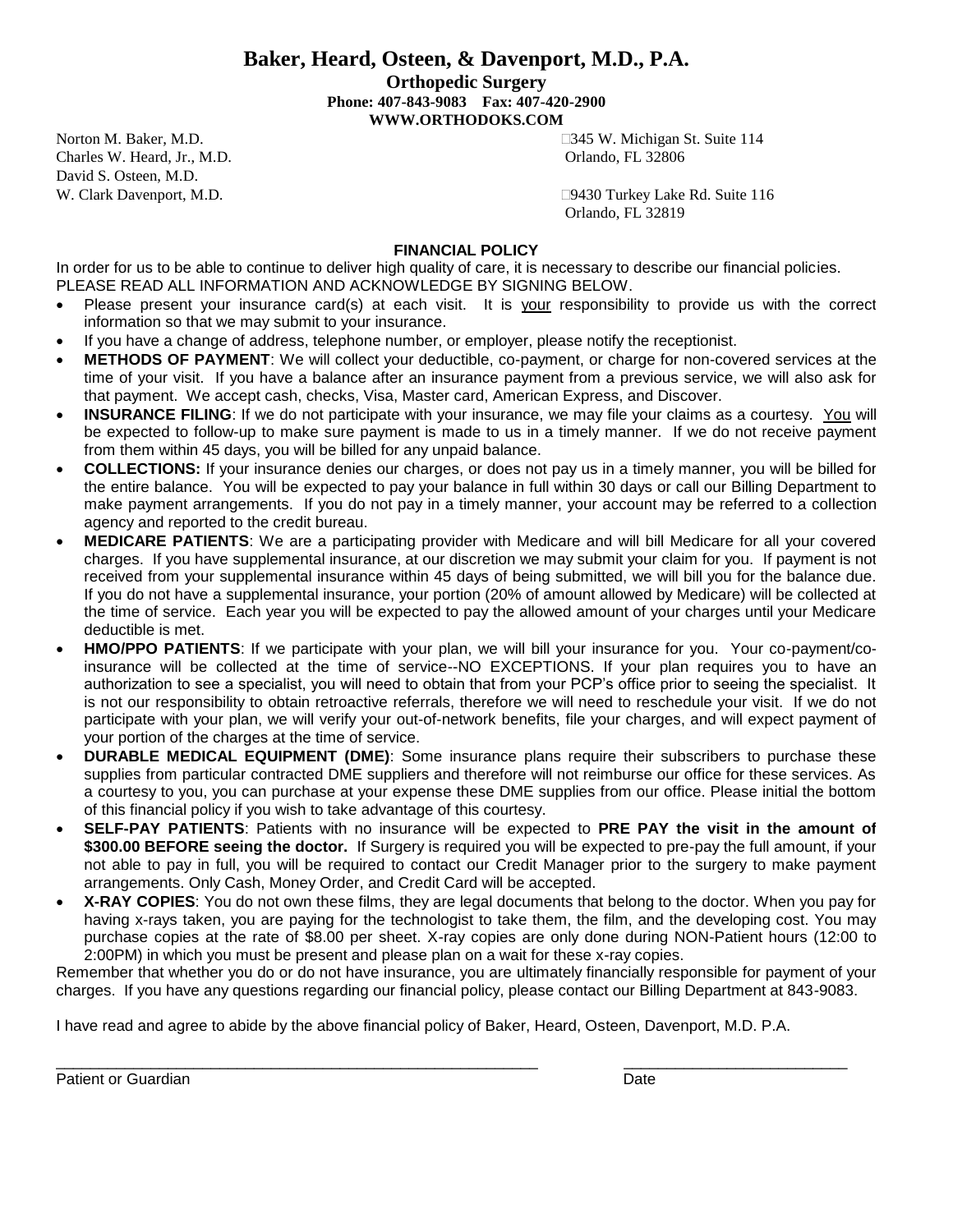# Baker, Heard, Osteen, & Davenport, M.D., P.A.

**Orthopedic Surgery**
**Phone: 407-843-9083 Fax: 407-420-2900**
**WWW.ORTHODOKS.COM**

Norton M. Baker, M.D.
Charles W. Heard, Jr., M.D.
David S. Osteen, M.D.
W. Clark Davenport, M.D.

345 W. Michigan St. Suite 114
Orlando, FL 32806

9430 Turkey Lake Rd. Suite 116
Orlando, FL 32819

## FINANCIAL POLICY

In order for us to be able to continue to deliver high quality of care, it is necessary to describe our financial policies. PLEASE READ ALL INFORMATION AND ACKNOWLEDGE BY SIGNING BELOW.

- Please present your insurance card(s) at each visit. It is your responsibility to provide us with the correct information so that we may submit to your insurance.
- If you have a change of address, telephone number, or employer, please notify the receptionist.
- **METHODS OF PAYMENT**: We will collect your deductible, co-payment, or charge for non-covered services at the time of your visit. If you have a balance after an insurance payment from a previous service, we will also ask for that payment. We accept cash, checks, Visa, Master card, American Express, and Discover.
- **INSURANCE FILING**: If we do not participate with your insurance, we may file your claims as a courtesy. You will be expected to follow-up to make sure payment is made to us in a timely manner. If we do not receive payment from them within 45 days, you will be billed for any unpaid balance.
- **COLLECTIONS:** If your insurance denies our charges, or does not pay us in a timely manner, you will be billed for the entire balance. You will be expected to pay your balance in full within 30 days or call our Billing Department to make payment arrangements. If you do not pay in a timely manner, your account may be referred to a collection agency and reported to the credit bureau.
- **MEDICARE PATIENTS**: We are a participating provider with Medicare and will bill Medicare for all your covered charges. If you have supplemental insurance, at our discretion we may submit your claim for you. If payment is not received from your supplemental insurance within 45 days of being submitted, we will bill you for the balance due. If you do not have a supplemental insurance, your portion (20% of amount allowed by Medicare) will be collected at the time of service. Each year you will be expected to pay the allowed amount of your charges until your Medicare deductible is met.
- **HMO/PPO PATIENTS**: If we participate with your plan, we will bill your insurance for you. Your co-payment/co-insurance will be collected at the time of service--NO EXCEPTIONS. If your plan requires you to have an authorization to see a specialist, you will need to obtain that from your PCP's office prior to seeing the specialist. It is not our responsibility to obtain retroactive referrals, therefore we will need to reschedule your visit. If we do not participate with your plan, we will verify your out-of-network benefits, file your charges, and will expect payment of your portion of the charges at the time of service.
- **DURABLE MEDICAL EQUIPMENT (DME)**: Some insurance plans require their subscribers to purchase these supplies from particular contracted DME suppliers and therefore will not reimburse our office for these services. As a courtesy to you, you can purchase at your expense these DME supplies from our office. Please initial the bottom of this financial policy if you wish to take advantage of this courtesy.
- **SELF-PAY PATIENTS**: Patients with no insurance will be expected to **PRE PAY the visit in the amount of $300.00 BEFORE seeing the doctor.** If Surgery is required you will be expected to pre-pay the full amount, if your not able to pay in full, you will be required to contact our Credit Manager prior to the surgery to make payment arrangements. Only Cash, Money Order, and Credit Card will be accepted.
- **X-RAY COPIES**: You do not own these films, they are legal documents that belong to the doctor. When you pay for having x-rays taken, you are paying for the technologist to take them, the film, and the developing cost. You may purchase copies at the rate of $8.00 per sheet. X-ray copies are only done during NON-Patient hours (12:00 to 2:00PM) in which you must be present and please plan on a wait for these x-ray copies.

Remember that whether you do or do not have insurance, you are ultimately financially responsible for payment of your charges. If you have any questions regarding our financial policy, please contact our Billing Department at 843-9083.

I have read and agree to abide by the above financial policy of Baker, Heard, Osteen, Davenport, M.D. P.A.

_____________________________________________ ____________________
Patient or Guardian Date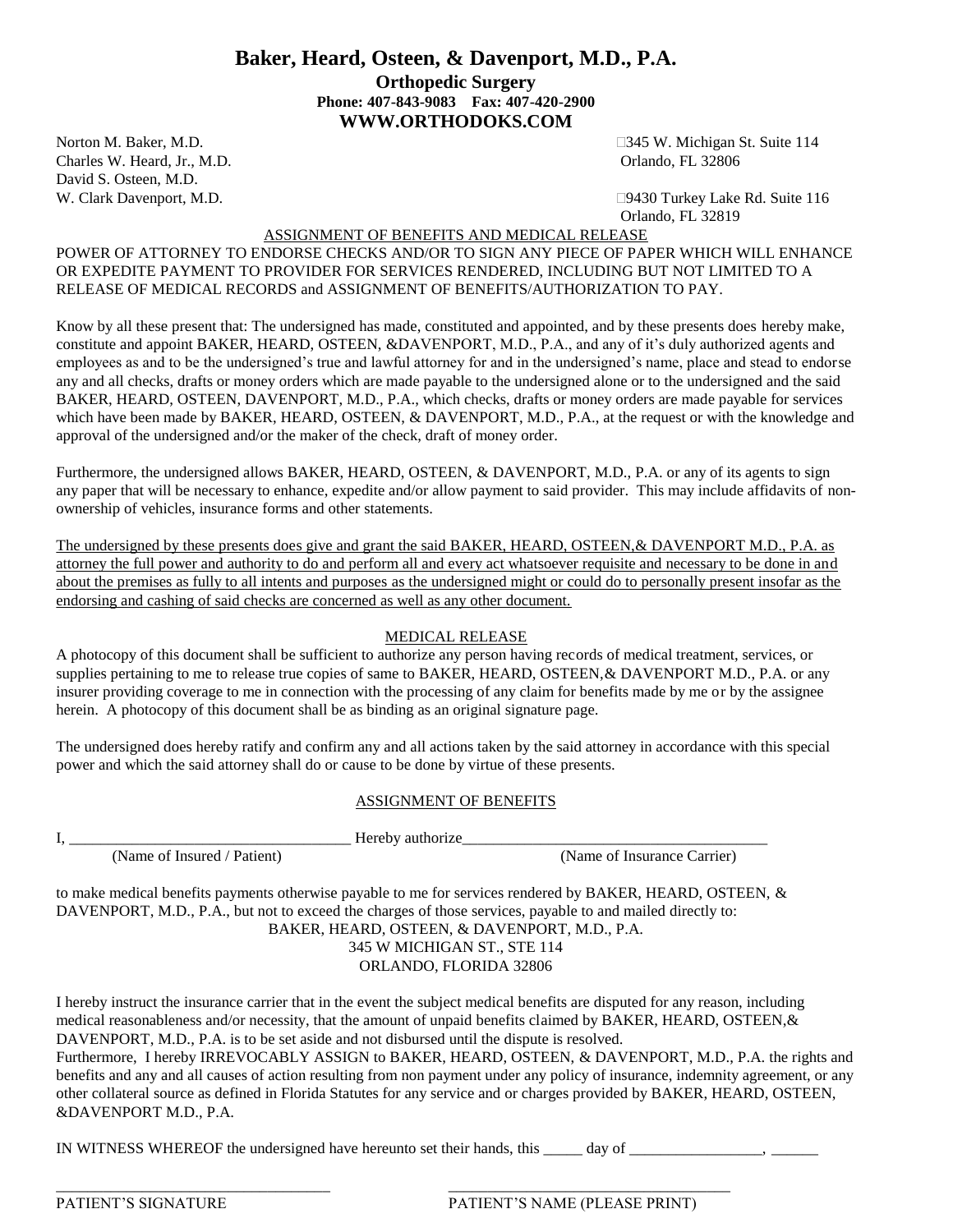# Baker, Heard, Osteen, & Davenport, M.D., P.A.

**Orthopedic Surgery**

**Phone: 407-843-9083 Fax: 407-420-2900**

**WWW.ORTHODOKS.COM**

Norton M. Baker, M.D.
Charles W. Heard, Jr., M.D.
David S. Osteen, M.D.
W. Clark Davenport, M.D.

□345 W. Michigan St. Suite 114
Orlando, FL 32806

□9430 Turkey Lake Rd. Suite 116
Orlando, FL 32819

ASSIGNMENT OF BENEFITS AND MEDICAL RELEASE

POWER OF ATTORNEY TO ENDORSE CHECKS AND/OR TO SIGN ANY PIECE OF PAPER WHICH WILL ENHANCE OR EXPEDITE PAYMENT TO PROVIDER FOR SERVICES RENDERED, INCLUDING BUT NOT LIMITED TO A RELEASE OF MEDICAL RECORDS and ASSIGNMENT OF BENEFITS/AUTHORIZATION TO PAY.

Know by all these present that: The undersigned has made, constituted and appointed, and by these presents does hereby make, constitute and appoint BAKER, HEARD, OSTEEN, &DAVENPORT, M.D., P.A., and any of it's duly authorized agents and employees as and to be the undersigned's true and lawful attorney for and in the undersigned's name, place and stead to endorse any and all checks, drafts or money orders which are made payable to the undersigned alone or to the undersigned and the said BAKER, HEARD, OSTEEN, DAVENPORT, M.D., P.A., which checks, drafts or money orders are made payable for services which have been made by BAKER, HEARD, OSTEEN, & DAVENPORT, M.D., P.A., at the request or with the knowledge and approval of the undersigned and/or the maker of the check, draft of money order.

Furthermore, the undersigned allows BAKER, HEARD, OSTEEN, & DAVENPORT, M.D., P.A. or any of its agents to sign any paper that will be necessary to enhance, expedite and/or allow payment to said provider. This may include affidavits of non-ownership of vehicles, insurance forms and other statements.

The undersigned by these presents does give and grant the said BAKER, HEARD, OSTEEN,& DAVENPORT M.D., P.A. as attorney the full power and authority to do and perform all and every act whatsoever requisite and necessary to be done in and about the premises as fully to all intents and purposes as the undersigned might or could do to personally present insofar as the endorsing and cashing of said checks are concerned as well as any other document.

MEDICAL RELEASE

A photocopy of this document shall be sufficient to authorize any person having records of medical treatment, services, or supplies pertaining to me to release true copies of same to BAKER, HEARD, OSTEEN,& DAVENPORT M.D., P.A. or any insurer providing coverage to me in connection with the processing of any claim for benefits made by me or by the assignee herein. A photocopy of this document shall be as binding as an original signature page.

The undersigned does hereby ratify and confirm any and all actions taken by the said attorney in accordance with this special power and which the said attorney shall do or cause to be done by virtue of these presents.

ASSIGNMENT OF BENEFITS

I, ____________________________________ Hereby authorize_______________________________________
(Name of Insured / Patient) (Name of Insurance Carrier)

to make medical benefits payments otherwise payable to me for services rendered by BAKER, HEARD, OSTEEN, & DAVENPORT, M.D., P.A., but not to exceed the charges of those services, payable to and mailed directly to:

BAKER, HEARD, OSTEEN, & DAVENPORT, M.D., P.A.
345 W MICHIGAN ST., STE 114
ORLANDO, FLORIDA 32806

I hereby instruct the insurance carrier that in the event the subject medical benefits are disputed for any reason, including medical reasonableness and/or necessity, that the amount of unpaid benefits claimed by BAKER, HEARD, OSTEEN,& DAVENPORT, M.D., P.A. is to be set aside and not disbursed until the dispute is resolved.
Furthermore, I hereby IRREVOCABLY ASSIGN to BAKER, HEARD, OSTEEN, & DAVENPORT, M.D., P.A. the rights and benefits and any and all causes of action resulting from non payment under any policy of insurance, indemnity agreement, or any other collateral source as defined in Florida Statutes for any service and or charges provided by BAKER, HEARD, OSTEEN, &DAVENPORT M.D., P.A.

IN WITNESS WHEREOF the undersigned have hereunto set their hands, this _____ day of _________________, ______

___________________________________ ___________________________________
PATIENT'S SIGNATURE PATIENT'S NAME (PLEASE PRINT)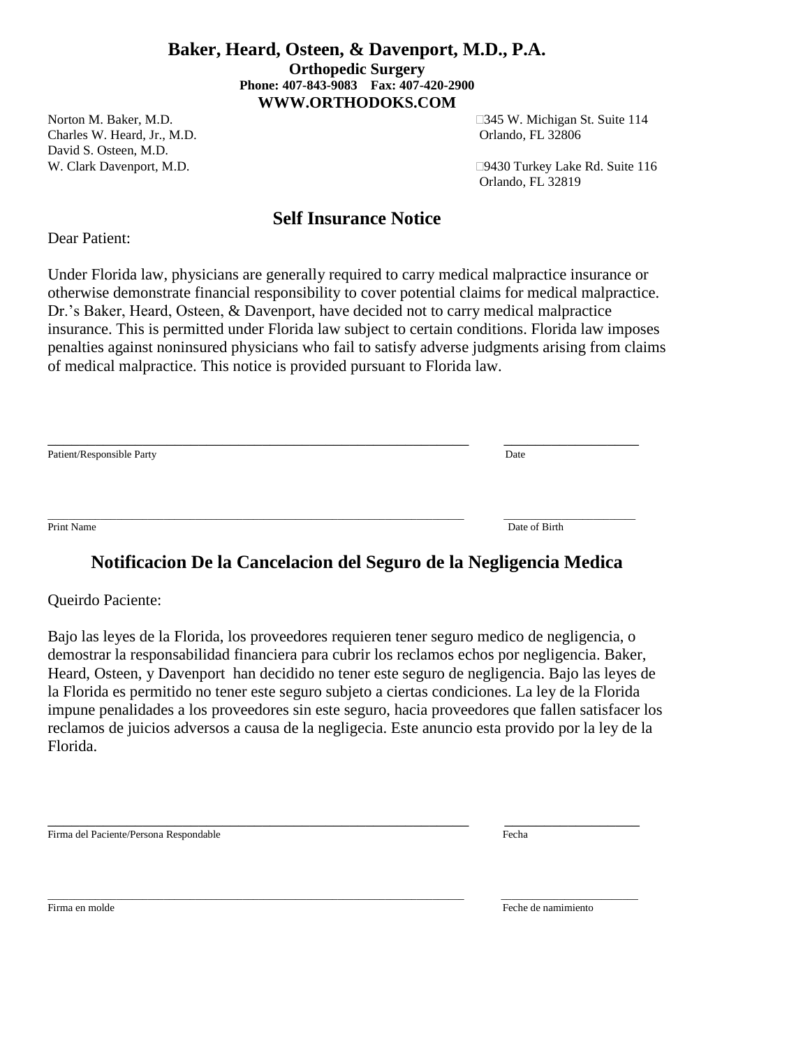**Baker, Heard, Osteen, & Davenport, M.D., P.A.**
**Orthopedic Surgery**
**Phone: 407-843-9083 Fax: 407-420-2900**
**WWW.ORTHODOKS.COM**

Norton M. Baker, M.D.
Charles W. Heard, Jr., M.D.
David S. Osteen, M.D.
W. Clark Davenport, M.D.

☐345 W. Michigan St. Suite 114
Orlando, FL 32806

☐9430 Turkey Lake Rd. Suite 116
Orlando, FL 32819

## Self Insurance Notice

Dear Patient:

Under Florida law, physicians are generally required to carry medical malpractice insurance or otherwise demonstrate financial responsibility to cover potential claims for medical malpractice. Dr.'s Baker, Heard, Osteen, & Davenport, have decided not to carry medical malpractice insurance. This is permitted under Florida law subject to certain conditions. Florida law imposes penalties against noninsured physicians who fail to satisfy adverse judgments arising from claims of medical malpractice. This notice is provided pursuant to Florida law.

_______________________________________________ _______________
Patient/Responsible Party Date

_______________________________________________ _______________
Print Name Date of Birth

## Notificacion De la Cancelacion del Seguro de la Negligencia Medica

Queirdo Paciente:

Bajo las leyes de la Florida, los proveedores requieren tener seguro medico de negligencia, o demostrar la responsabilidad financiera para cubrir los reclamos echos por negligencia. Baker, Heard, Osteen, y Davenport han decidido no tener este seguro de negligencia. Bajo las leyes de la Florida es permitido no tener este seguro subjeto a ciertas condiciones. La ley de la Florida impune penalidades a los proveedores sin este seguro, hacia proveedores que fallen satisfacer los reclamos de juicios adversos a causa de la negligecia. Este anuncio esta provido por la ley de la Florida.

_______________________________________________ _______________
Firma del Paciente/Persona Respondable Fecha

_______________________________________________ _______________
Firma en molde Feche de namimiento